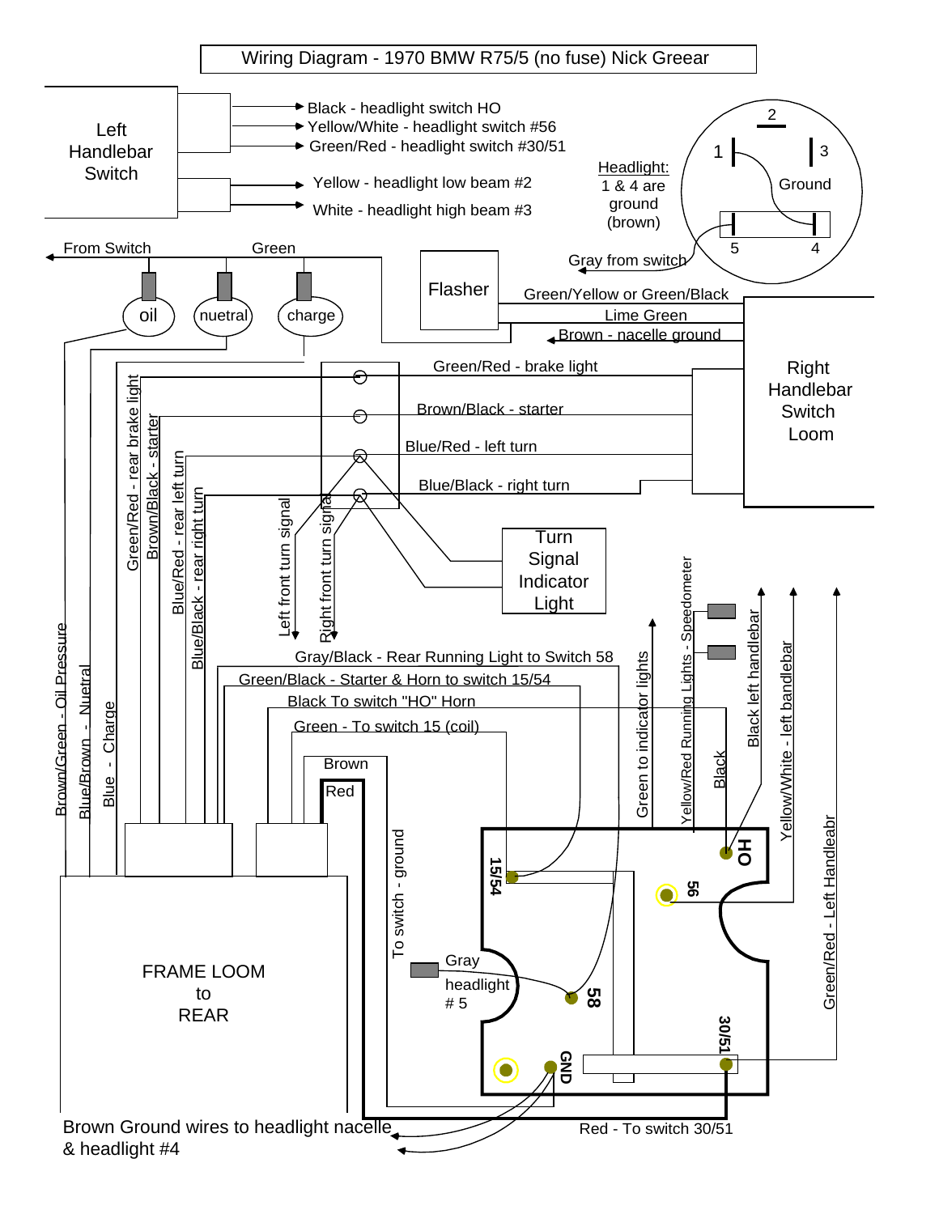# Wiring Diagram - 1970 BMW R75/5 (no fuse) Nick Greear

**Left Handlebar Switch**

- Black - headlight switch HO
- Yellow/White - headlight switch #56
- Green/Red - headlight switch #30/51
- Yellow - headlight low beam #2
- White - headlight high beam #3

**Headlight:** 1 & 4 are ground (brown)

2, 1, 3, Ground, 5, 4

Gray from switch

From Switch — Green

oil — nuetral — charge

Flasher

- Green/Yellow or Green/Black
- Lime Green
- Brown - nacelle ground

**Right Handlebar Switch Loom**

- Green/Red - brake light
- Brown/Black - starter
- Blue/Red - left turn
- Blue/Black - right turn

Turn Signal Indicator Light

- Green/Red - rear brake light
- Brown/Black - starter
- Blue/Red - rear left turn
- Blue/Black - rear right turn
- Left front turn signal
- Right front turn signal

- Brown/Green - Oil Pressure
- Blue/Brown - Nuetral
- Blue - Charge

- Gray/Black - Rear Running Light to Switch 58
- Green/Black - Starter & Horn to switch 15/54
- Black To switch "HO" Horn
- Green - To switch 15 (coil)
- Brown
- Red

- Green to indicator lights
- Yellow/Red Running Lights - Speedometer
- Black
- Black left handlebar
- Yellow/White - left bandlebar
- Green/Red - Left Handleabr

To switch - ground

Gray — headlight # 5

15/54 — HO — 56 — 58 — 30/51 — GND

**FRAME LOOM to REAR**

Brown Ground wires to headlight nacelle & headlight #4

Red - To switch 30/51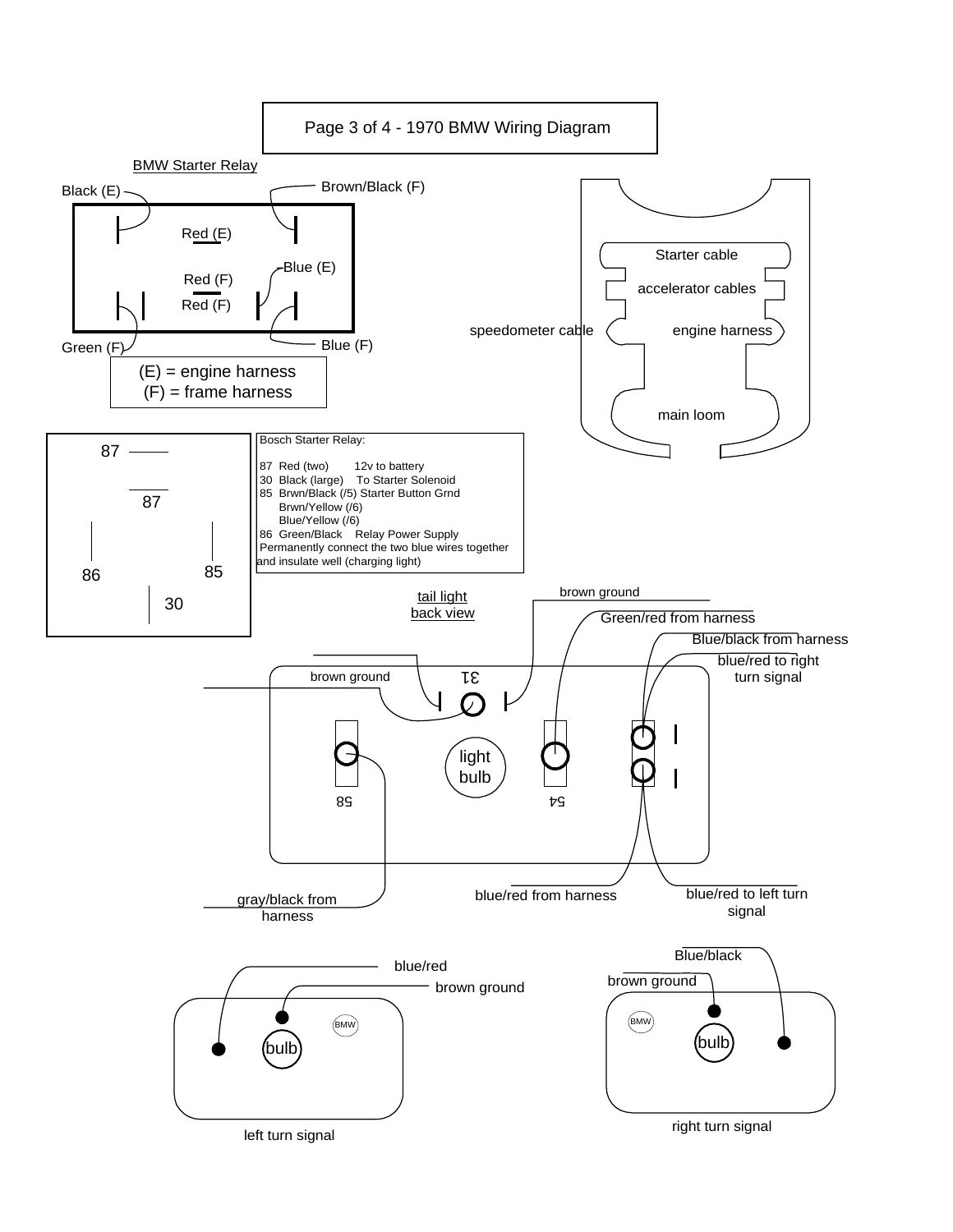# Page 3 of 4 - 1970 BMW Wiring Diagram

BMW Starter Relay

Black (E)

Brown/Black (F)

Red (E)

Blue (E)

Red (F)

Red (F)

Green (F)

Blue (F)

(E) = engine harness
(F) = frame harness

Starter cable

accelerator cables

speedometer cable

engine harness

main loom

87

87

86

85

30

Bosch Starter Relay:

87 Red (two) 12v to battery
30 Black (large) To Starter Solenoid
85 Brwn/Black (/5) Starter Button Grnd
Brwn/Yellow (/6)
Blue/Yellow (/6)
86 Green/Black Relay Power Supply
Permanently connect the two blue wires together and insulate well (charging light)

tail light
back view

brown ground

Green/red from harness

Blue/black from harness

blue/red to right turn signal

brown ground

31

light bulb

58

54

gray/black from harness

blue/red from harness

blue/red to left turn signal

blue/red

brown ground

BMW

bulb

left turn signal

Blue/black

brown ground

BMW

bulb

right turn signal